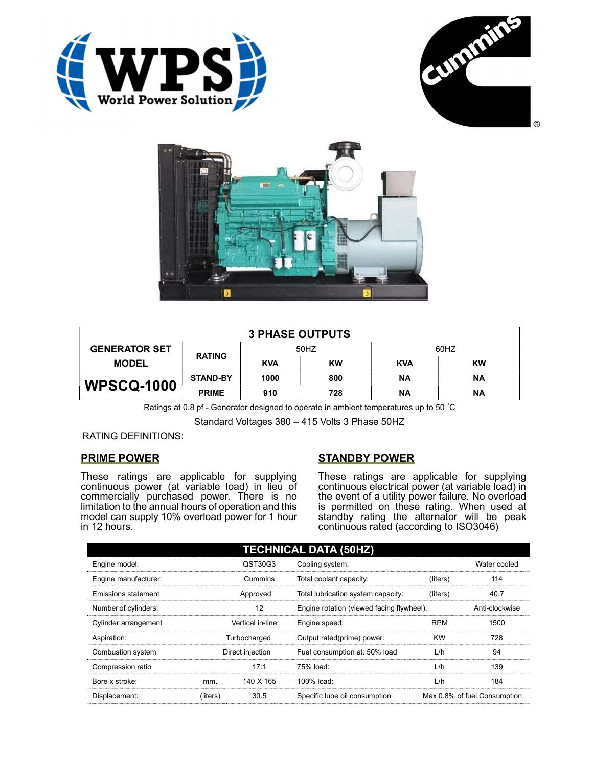| 3 PHASE OUTPUTS | | | | | |
|---|---|---|---|---|---|
| GENERATOR SET MODEL | RATING | 50HZ | | 60HZ | |
| | | KVA | KW | KVA | KW |
| **WPSCQ-1000** | STAND-BY | 1000 | 800 | NA | NA |
| | PRIME | 910 | 728 | NA | NA |

Ratings at 0.8 pf - Generator designed to operate in ambient temperatures up to 50 ˚C

Standard Voltages 380 – 415 Volts 3 Phase 50HZ

RATING DEFINITIONS:

## PRIME POWER

These ratings are applicable for supplying continuous power (at variable load) in lieu of commercially purchased power. There is no limitation to the annual hours of operation and this model can supply 10% overload power for 1 hour in 12 hours.

## STANDBY POWER

These ratings are applicable for supplying continuous electrical power (at variable load) in the event of a utility power failure. No overload is permitted on these rating. When used at standby rating the alternator will be peak continuous rated (according to ISO3046)

## TECHNICAL DATA (50HZ)

| Parameter | Unit | Value | Parameter | Unit | Value |
|---|---|---|---|---|---|
| Engine model: | | QST30G3 | Cooling system: | | Water cooled |
| Engine manufacturer: | | Cummins | Total coolant capacity: | (liters) | 114 |
| Emissions statement | | Approved | Total lubrication system capacity: | (liters) | 40.7 |
| Number of cylinders: | | 12 | Engine rotation (viewed facing flywheel): | | Anti-clockwise |
| Cylinder arrangement | | Vertical in-line | Engine speed: | RPM | 1500 |
| Aspiration: | | Turbocharged | Output rated(prime) power: | KW | 728 |
| Combustion system | | Direct injection | Fuel consumption at: 50% load | L/h | 94 |
| Compression ratio | | 17:1 | 75% load: | L/h | 139 |
| Bore x stroke: | mm. | 140 X 165 | 100% load: | L/h | 184 |
| Displacement: | (liters) | 30.5 | Specific lube oil consumption: | | Max 0.8% of fuel Consumption |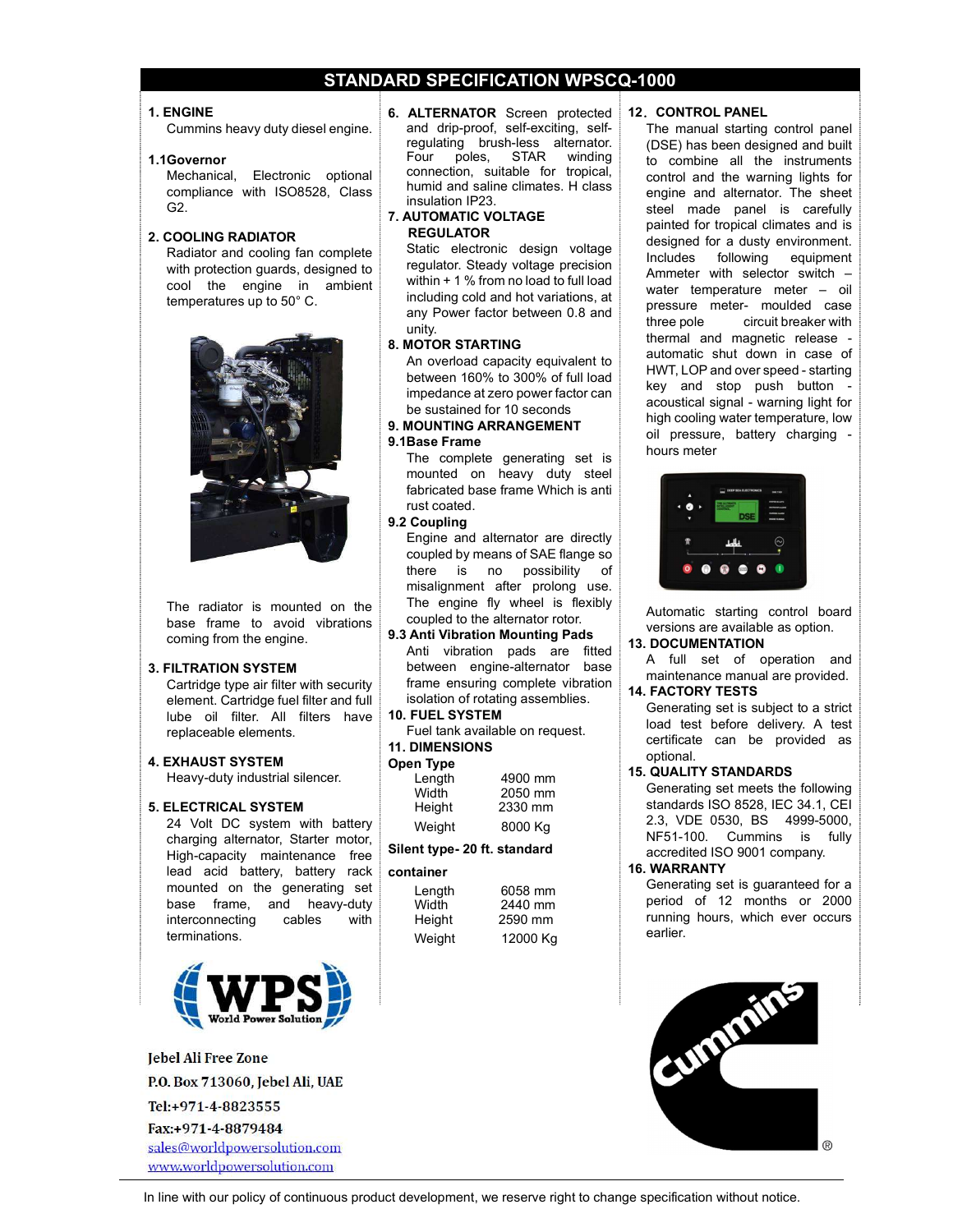# STANDARD SPECIFICATION WPSCQ-1000

## 1. ENGINE

Cummins heavy duty diesel engine.

### 1.1Governor

Mechanical, Electronic optional compliance with ISO8528, Class G2.

## 2. COOLING RADIATOR

Radiator and cooling fan complete with protection guards, designed to cool the engine in ambient temperatures up to 50° C.

The radiator is mounted on the base frame to avoid vibrations coming from the engine.

## 3. FILTRATION SYSTEM

Cartridge type air filter with security element. Cartridge fuel filter and full lube oil filter. All filters have replaceable elements.

## 4. EXHAUST SYSTEM

Heavy-duty industrial silencer.

## 5. ELECTRICAL SYSTEM

24 Volt DC system with battery charging alternator, Starter motor, High-capacity maintenance free lead acid battery, battery rack mounted on the generating set base frame, and heavy-duty interconnecting cables with terminations.

## 6. ALTERNATOR

Screen protected and drip-proof, self-exciting, self-regulating brush-less alternator. Four poles, STAR winding connection, suitable for tropical, humid and saline climates. H class insulation IP23.

## 7. AUTOMATIC VOLTAGE REGULATOR

Static electronic design voltage regulator. Steady voltage precision within + 1 % from no load to full load including cold and hot variations, at any Power factor between 0.8 and unity.

## 8. MOTOR STARTING

An overload capacity equivalent to between 160% to 300% of full load impedance at zero power factor can be sustained for 10 seconds

## 9. MOUNTING ARRANGEMENT

### 9.1Base Frame

The complete generating set is mounted on heavy duty steel fabricated base frame Which is anti rust coated.

### 9.2 Coupling

Engine and alternator are directly coupled by means of SAE flange so there is no possibility of misalignment after prolong use. The engine fly wheel is flexibly coupled to the alternator rotor.

### 9.3 Anti Vibration Mounting Pads

Anti vibration pads are fitted between engine-alternator base frame ensuring complete vibration isolation of rotating assemblies.

## 10. FUEL SYSTEM

Fuel tank available on request.

## 11. DIMENSIONS

**Open Type**

| | |
|---|---|
| Length | 4900 mm |
| Width | 2050 mm |
| Height | 2330 mm |
| Weight | 8000 Kg |

**Silent type- 20 ft. standard container**

| | |
|---|---|
| Length | 6058 mm |
| Width | 2440 mm |
| Height | 2590 mm |
| Weight | 12000 Kg |

## 12. CONTROL PANEL

The manual starting control panel (DSE) has been designed and built to combine all the instruments control and the warning lights for engine and alternator. The sheet steel made panel is carefully painted for tropical climates and is designed for a dusty environment. Includes following equipment Ammeter with selector switch – water temperature meter – oil pressure meter- moulded case three pole circuit breaker with thermal and magnetic release - automatic shut down in case of HWT, LOP and over speed - starting key and stop push button - acoustical signal - warning light for high cooling water temperature, low oil pressure, battery charging - hours meter

Automatic starting control board versions are available as option.

## 13. DOCUMENTATION

A full set of operation and maintenance manual are provided.

## 14. FACTORY TESTS

Generating set is subject to a strict load test before delivery. A test certificate can be provided as optional.

## 15. QUALITY STANDARDS

Generating set meets the following standards ISO 8528, IEC 34.1, CEI 2.3, VDE 0530, BS 4999-5000, NF51-100. Cummins is fully accredited ISO 9001 company.

## 16. WARRANTY

Generating set is guaranteed for a period of 12 months or 2000 running hours, which ever occurs earlier.

WPS World Power Solution

Jebel Ali Free Zone
P.O. Box 713060, Jebel Ali, UAE
Tel:+971-4-8823555
Fax:+971-4-8879484
sales@worldpowersolution.com
www.worldpowersolution.com

Cummins®

In line with our policy of continuous product development, we reserve right to change specification without notice.